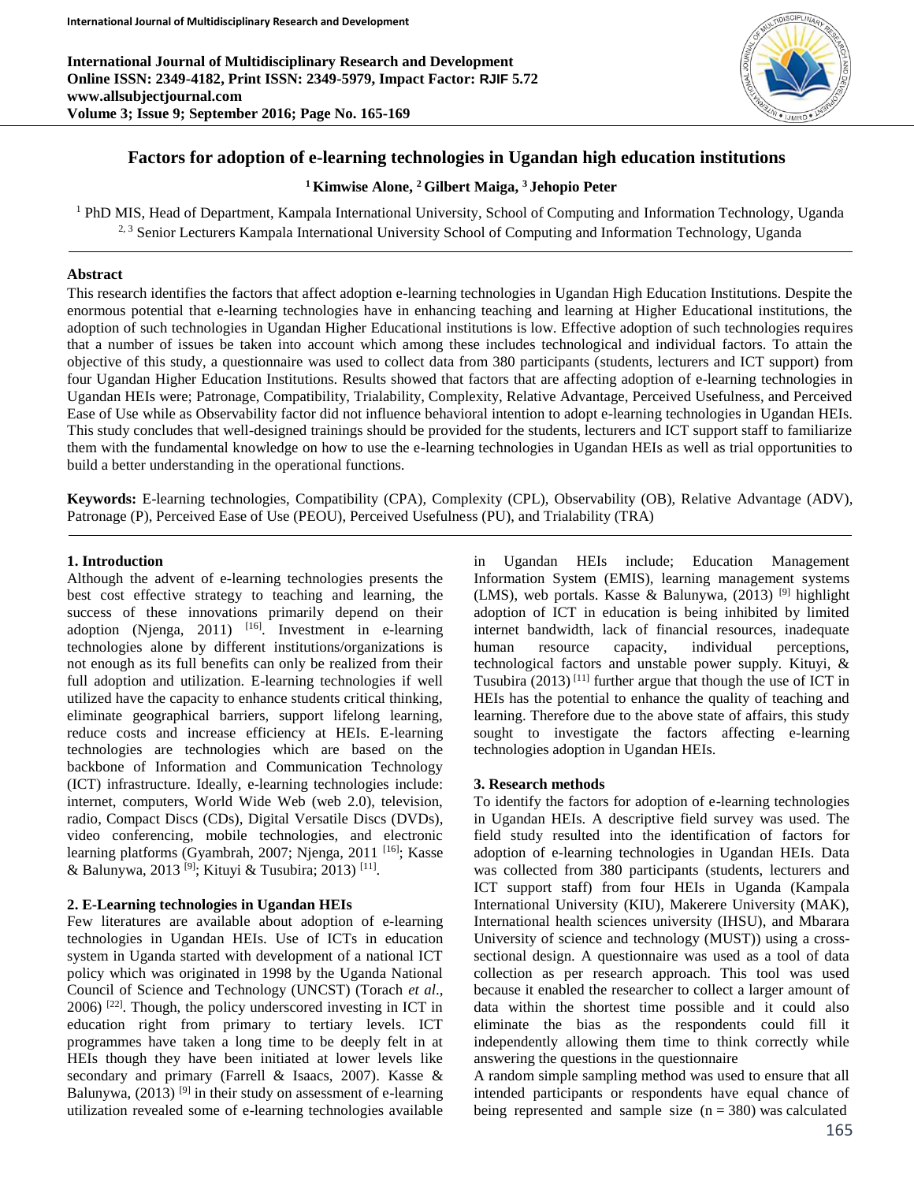# Factors for adoption of e-learning technologies in Ugandan high education institutions

**[1] Kimwise Alone, [2] Gilbert Maiga, [3] Jehopio Peter**

[1] PhD MIS, Head of Department, Kampala International University, School of Computing and Information Technology, Uganda
[2, 3] Senior Lecturers Kampala International University School of Computing and Information Technology, Uganda

## Abstract

This research identifies the factors that affect adoption e-learning technologies in Ugandan High Education Institutions. Despite the enormous potential that e-learning technologies have in enhancing teaching and learning at Higher Educational institutions, the adoption of such technologies in Ugandan Higher Educational institutions is low. Effective adoption of such technologies requires that a number of issues be taken into account which among these includes technological and individual factors. To attain the objective of this study, a questionnaire was used to collect data from 380 participants (students, lecturers and ICT support) from four Ugandan Higher Education Institutions. Results showed that factors that are affecting adoption of e-learning technologies in Ugandan HEIs were; Patronage, Compatibility, Trialability, Complexity, Relative Advantage, Perceived Usefulness, and Perceived Ease of Use while as Observability factor did not influence behavioral intention to adopt e-learning technologies in Ugandan HEIs. This study concludes that well-designed trainings should be provided for the students, lecturers and ICT support staff to familiarize them with the fundamental knowledge on how to use the e-learning technologies in Ugandan HEIs as well as trial opportunities to build a better understanding in the operational functions.

**Keywords:** E-learning technologies, Compatibility (CPA), Complexity (CPL), Observability (OB), Relative Advantage (ADV), Patronage (P), Perceived Ease of Use (PEOU), Perceived Usefulness (PU), and Trialability (TRA)

## 1. Introduction

Although the advent of e-learning technologies presents the best cost effective strategy to teaching and learning, the success of these innovations primarily depend on their adoption (Njenga, 2011) [16]. Investment in e-learning technologies alone by different institutions/organizations is not enough as its full benefits can only be realized from their full adoption and utilization. E-learning technologies if well utilized have the capacity to enhance students critical thinking, eliminate geographical barriers, support lifelong learning, reduce costs and increase efficiency at HEIs. E-learning technologies are technologies which are based on the backbone of Information and Communication Technology (ICT) infrastructure. Ideally, e-learning technologies include: internet, computers, World Wide Web (web 2.0), television, radio, Compact Discs (CDs), Digital Versatile Discs (DVDs), video conferencing, mobile technologies, and electronic learning platforms (Gyambrah, 2007; Njenga, 2011 [16]; Kasse & Balunywa, 2013 [9]; Kituyi & Tusubira; 2013) [11].

## 2. E-Learning technologies in Ugandan HEIs

Few literatures are available about adoption of e-learning technologies in Ugandan HEIs. Use of ICTs in education system in Uganda started with development of a national ICT policy which was originated in 1998 by the Uganda National Council of Science and Technology (UNCST) (Torach *et al*., 2006) [22]. Though, the policy underscored investing in ICT in education right from primary to tertiary levels. ICT programmes have taken a long time to be deeply felt in at HEIs though they have been initiated at lower levels like secondary and primary (Farrell & Isaacs, 2007). Kasse & Balunywa, (2013) [9] in their study on assessment of e-learning utilization revealed some of e-learning technologies available in Ugandan HEIs include; Education Management Information System (EMIS), learning management systems (LMS), web portals. Kasse & Balunywa, (2013) [9] highlight adoption of ICT in education is being inhibited by limited internet bandwidth, lack of financial resources, inadequate human resource capacity, individual perceptions, technological factors and unstable power supply. Kituyi, & Tusubira (2013) [11] further argue that though the use of ICT in HEIs has the potential to enhance the quality of teaching and learning. Therefore due to the above state of affairs, this study sought to investigate the factors affecting e-learning technologies adoption in Ugandan HEIs.

## 3. Research methods

To identify the factors for adoption of e-learning technologies in Ugandan HEIs. A descriptive field survey was used. The field study resulted into the identification of factors for adoption of e-learning technologies in Ugandan HEIs. Data was collected from 380 participants (students, lecturers and ICT support staff) from four HEIs in Uganda (Kampala International University (KIU), Makerere University (MAK), International health sciences university (IHSU), and Mbarara University of science and technology (MUST)) using a cross-sectional design. A questionnaire was used as a tool of data collection as per research approach. This tool was used because it enabled the researcher to collect a larger amount of data within the shortest time possible and it could also eliminate the bias as the respondents could fill it independently allowing them time to think correctly while answering the questions in the questionnaire

A random simple sampling method was used to ensure that all intended participants or respondents have equal chance of being represented and sample size (n = 380) was calculated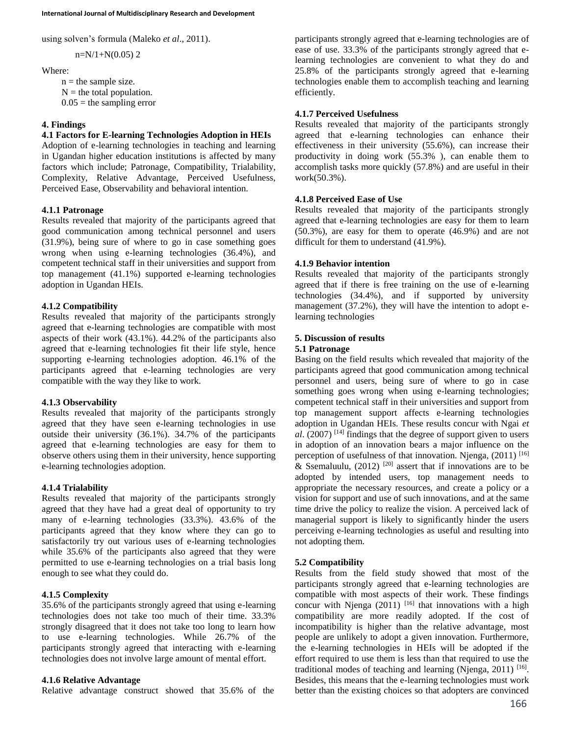using solven's formula (Maleko *et al*., 2011).

$n=N/1+N(0.05)\ 2$

Where:

n = the sample size.
N = the total population.
0.05 = the sampling error

## 4. Findings

### 4.1 Factors for E-learning Technologies Adoption in HEIs

Adoption of e-learning technologies in teaching and learning in Ugandan higher education institutions is affected by many factors which include; Patronage, Compatibility, Trialability, Complexity, Relative Advantage, Perceived Usefulness, Perceived Ease, Observability and behavioral intention.

#### 4.1.1 Patronage

Results revealed that majority of the participants agreed that good communication among technical personnel and users (31.9%), being sure of where to go in case something goes wrong when using e-learning technologies (36.4%), and competent technical staff in their universities and support from top management (41.1%) supported e-learning technologies adoption in Ugandan HEIs.

#### 4.1.2 Compatibility

Results revealed that majority of the participants strongly agreed that e-learning technologies are compatible with most aspects of their work (43.1%). 44.2% of the participants also agreed that e-learning technologies fit their life style, hence supporting e-learning technologies adoption. 46.1% of the participants agreed that e-learning technologies are very compatible with the way they like to work.

#### 4.1.3 Observability

Results revealed that majority of the participants strongly agreed that they have seen e-learning technologies in use outside their university (36.1%). 34.7% of the participants agreed that e-learning technologies are easy for them to observe others using them in their university, hence supporting e-learning technologies adoption.

#### 4.1.4 Trialability

Results revealed that majority of the participants strongly agreed that they have had a great deal of opportunity to try many of e-learning technologies (33.3%). 43.6% of the participants agreed that they know where they can go to satisfactorily try out various uses of e-learning technologies while 35.6% of the participants also agreed that they were permitted to use e-learning technologies on a trial basis long enough to see what they could do.

#### 4.1.5 Complexity

35.6% of the participants strongly agreed that using e-learning technologies does not take too much of their time. 33.3% strongly disagreed that it does not take too long to learn how to use e-learning technologies. While 26.7% of the participants strongly agreed that interacting with e-learning technologies does not involve large amount of mental effort.

#### 4.1.6 Relative Advantage

Relative advantage construct showed that 35.6% of the participants strongly agreed that e-learning technologies are of ease of use. 33.3% of the participants strongly agreed that e-learning technologies are convenient to what they do and 25.8% of the participants strongly agreed that e-learning technologies enable them to accomplish teaching and learning efficiently.

#### 4.1.7 Perceived Usefulness

Results revealed that majority of the participants strongly agreed that e-learning technologies can enhance their effectiveness in their university (55.6%), can increase their productivity in doing work (55.3% ), can enable them to accomplish tasks more quickly (57.8%) and are useful in their work(50.3%).

#### 4.1.8 Perceived Ease of Use

Results revealed that majority of the participants strongly agreed that e-learning technologies are easy for them to learn (50.3%), are easy for them to operate (46.9%) and are not difficult for them to understand (41.9%).

#### 4.1.9 Behavior intention

Results revealed that majority of the participants strongly agreed that if there is free training on the use of e-learning technologies (34.4%), and if supported by university management (37.2%), they will have the intention to adopt e-learning technologies

## 5. Discussion of results

### 5.1 Patronage

Basing on the field results which revealed that majority of the participants agreed that good communication among technical personnel and users, being sure of where to go in case something goes wrong when using e-learning technologies; competent technical staff in their universities and support from top management support affects e-learning technologies adoption in Ugandan HEIs. These results concur with Ngai *et al*. (2007) [14] findings that the degree of support given to users in adoption of an innovation bears a major influence on the perception of usefulness of that innovation. Njenga, (2011) [16] & Ssemaluulu, (2012) [20] assert that if innovations are to be adopted by intended users, top management needs to appropriate the necessary resources, and create a policy or a vision for support and use of such innovations, and at the same time drive the policy to realize the vision. A perceived lack of managerial support is likely to significantly hinder the users perceiving e-learning technologies as useful and resulting into not adopting them.

### 5.2 Compatibility

Results from the field study showed that most of the participants strongly agreed that e-learning technologies are compatible with most aspects of their work. These findings concur with Njenga (2011) [16] that innovations with a high compatibility are more readily adopted. If the cost of incompatibility is higher than the relative advantage, most people are unlikely to adopt a given innovation. Furthermore, the e-learning technologies in HEIs will be adopted if the effort required to use them is less than that required to use the traditional modes of teaching and learning (Njenga, 2011) [16]. Besides, this means that the e-learning technologies must work better than the existing choices so that adopters are convinced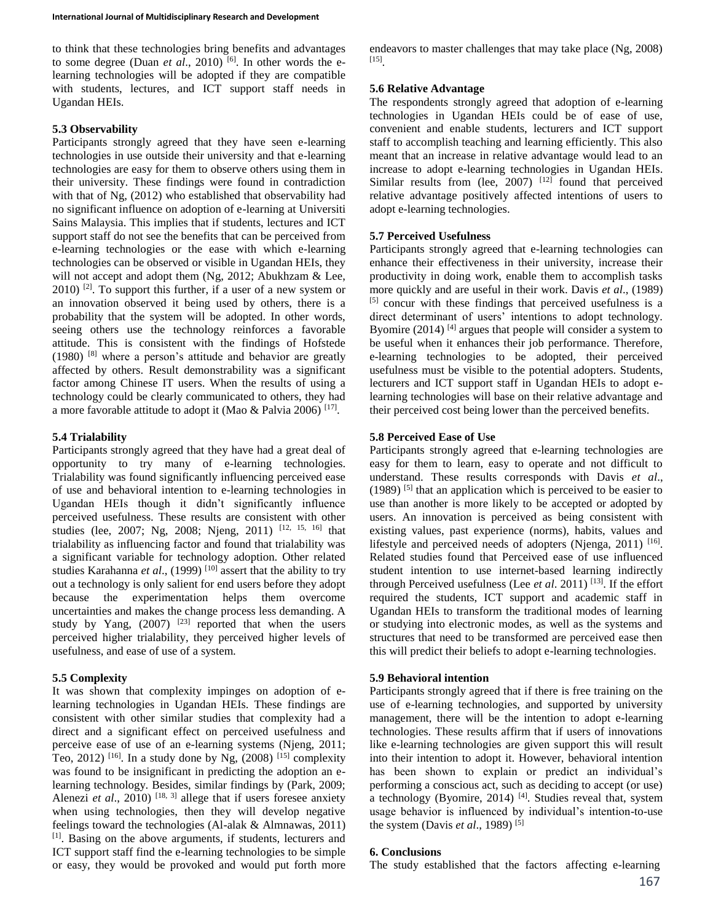to think that these technologies bring benefits and advantages to some degree (Duan *et al*., 2010) [6]. In other words the e-learning technologies will be adopted if they are compatible with students, lectures, and ICT support staff needs in Ugandan HEIs.

### 5.3 Observability

Participants strongly agreed that they have seen e-learning technologies in use outside their university and that e-learning technologies are easy for them to observe others using them in their university. These findings were found in contradiction with that of Ng, (2012) who established that observability had no significant influence on adoption of e-learning at Universiti Sains Malaysia. This implies that if students, lectures and ICT support staff do not see the benefits that can be perceived from e-learning technologies or the ease with which e-learning technologies can be observed or visible in Ugandan HEIs, they will not accept and adopt them (Ng, 2012; Abukhzam & Lee, 2010) [2]. To support this further, if a user of a new system or an innovation observed it being used by others, there is a probability that the system will be adopted. In other words, seeing others use the technology reinforces a favorable attitude. This is consistent with the findings of Hofstede (1980) [8] where a person's attitude and behavior are greatly affected by others. Result demonstrability was a significant factor among Chinese IT users. When the results of using a technology could be clearly communicated to others, they had a more favorable attitude to adopt it (Mao & Palvia 2006) [17].

### 5.4 Trialability

Participants strongly agreed that they have had a great deal of opportunity to try many of e-learning technologies. Trialability was found significantly influencing perceived ease of use and behavioral intention to e-learning technologies in Ugandan HEIs though it didn't significantly influence perceived usefulness. These results are consistent with other studies (lee, 2007; Ng, 2008; Njeng, 2011) [12, 15, 16] that trialability as influencing factor and found that trialability was a significant variable for technology adoption. Other related studies Karahanna *et al*., (1999) [10] assert that the ability to try out a technology is only salient for end users before they adopt because the experimentation helps them overcome uncertainties and makes the change process less demanding. A study by Yang, (2007) [23] reported that when the users perceived higher trialability, they perceived higher levels of usefulness, and ease of use of a system.

### 5.5 Complexity

It was shown that complexity impinges on adoption of e-learning technologies in Ugandan HEIs. These findings are consistent with other similar studies that complexity had a direct and a significant effect on perceived usefulness and perceive ease of use of an e-learning systems (Njeng, 2011; Teo, 2012) [16]. In a study done by Ng, (2008) [15] complexity was found to be insignificant in predicting the adoption an e-learning technology. Besides, similar findings by (Park, 2009; Alenezi *et al*., 2010) [18, 3] allege that if users foresee anxiety when using technologies, then they will develop negative feelings toward the technologies (Al-alak & Almnawas, 2011) [1]. Basing on the above arguments, if students, lecturers and ICT support staff find the e-learning technologies to be simple or easy, they would be provoked and would put forth more endeavors to master challenges that may take place (Ng, 2008) [15].

### 5.6 Relative Advantage

The respondents strongly agreed that adoption of e-learning technologies in Ugandan HEIs could be of ease of use, convenient and enable students, lecturers and ICT support staff to accomplish teaching and learning efficiently. This also meant that an increase in relative advantage would lead to an increase to adopt e-learning technologies in Ugandan HEIs. Similar results from (lee, 2007) [12] found that perceived relative advantage positively affected intentions of users to adopt e-learning technologies.

### 5.7 Perceived Usefulness

Participants strongly agreed that e-learning technologies can enhance their effectiveness in their university, increase their productivity in doing work, enable them to accomplish tasks more quickly and are useful in their work. Davis *et al*., (1989) [5] concur with these findings that perceived usefulness is a direct determinant of users' intentions to adopt technology. Byomire (2014) [4] argues that people will consider a system to be useful when it enhances their job performance. Therefore, e-learning technologies to be adopted, their perceived usefulness must be visible to the potential adopters. Students, lecturers and ICT support staff in Ugandan HEIs to adopt e-learning technologies will base on their relative advantage and their perceived cost being lower than the perceived benefits.

### 5.8 Perceived Ease of Use

Participants strongly agreed that e-learning technologies are easy for them to learn, easy to operate and not difficult to understand. These results corresponds with Davis *et al*., (1989) [5] that an application which is perceived to be easier to use than another is more likely to be accepted or adopted by users. An innovation is perceived as being consistent with existing values, past experience (norms), habits, values and lifestyle and perceived needs of adopters (Njenga, 2011) [16]. Related studies found that Perceived ease of use influenced student intention to use internet-based learning indirectly through Perceived usefulness (Lee *et al*. 2011) [13]. If the effort required the students, ICT support and academic staff in Ugandan HEIs to transform the traditional modes of learning or studying into electronic modes, as well as the systems and structures that need to be transformed are perceived ease then this will predict their beliefs to adopt e-learning technologies.

### 5.9 Behavioral intention

Participants strongly agreed that if there is free training on the use of e-learning technologies, and supported by university management, there will be the intention to adopt e-learning technologies. These results affirm that if users of innovations like e-learning technologies are given support this will result into their intention to adopt it. However, behavioral intention has been shown to explain or predict an individual's performing a conscious act, such as deciding to accept (or use) a technology (Byomire, 2014) [4]. Studies reveal that, system usage behavior is influenced by individual's intention-to-use the system (Davis *et al*., 1989) [5]

## 6. Conclusions

The study established that the factors affecting e-learning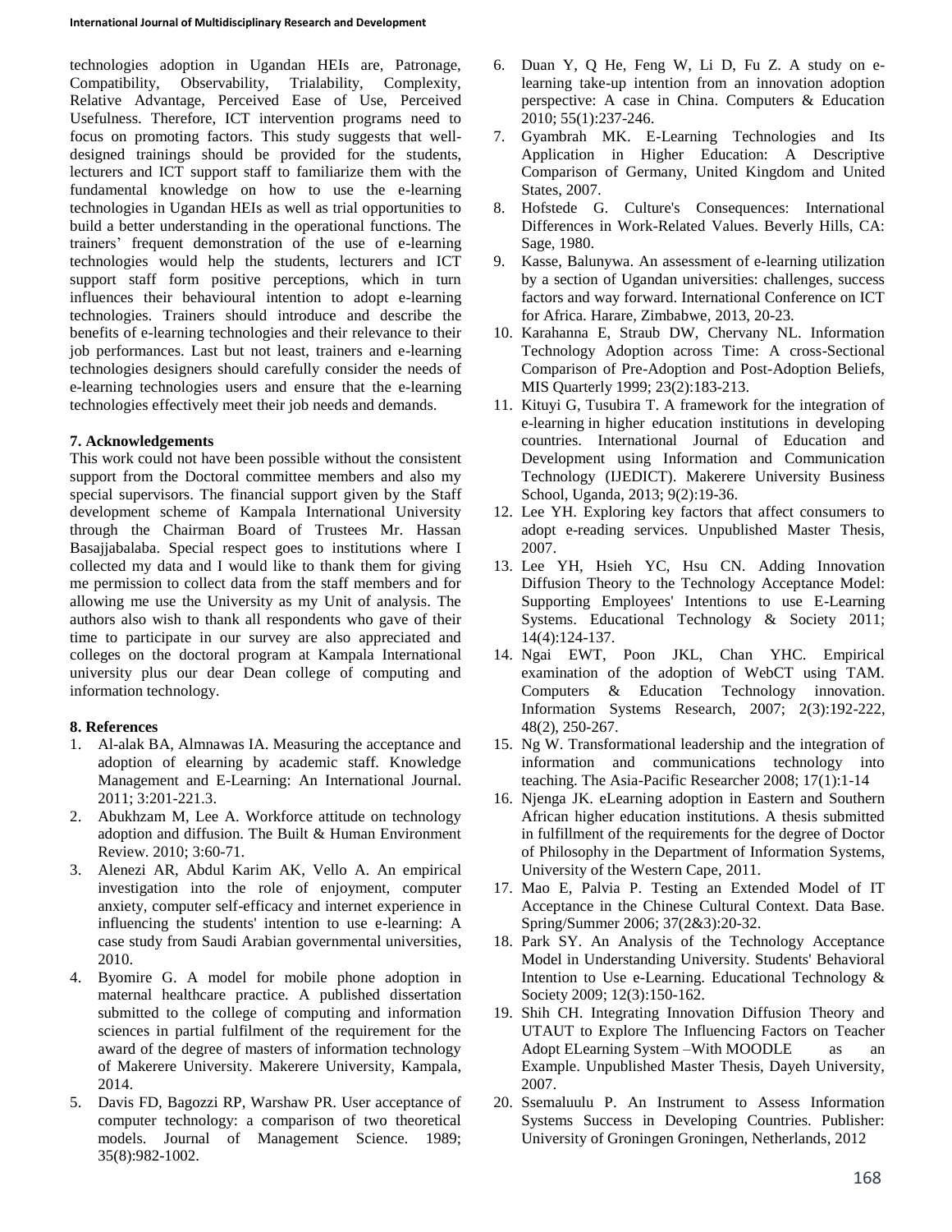technologies adoption in Ugandan HEIs are, Patronage, Compatibility, Observability, Trialability, Complexity, Relative Advantage, Perceived Ease of Use, Perceived Usefulness. Therefore, ICT intervention programs need to focus on promoting factors. This study suggests that well-designed trainings should be provided for the students, lecturers and ICT support staff to familiarize them with the fundamental knowledge on how to use the e-learning technologies in Ugandan HEIs as well as trial opportunities to build a better understanding in the operational functions. The trainers' frequent demonstration of the use of e-learning technologies would help the students, lecturers and ICT support staff form positive perceptions, which in turn influences their behavioural intention to adopt e-learning technologies. Trainers should introduce and describe the benefits of e-learning technologies and their relevance to their job performances. Last but not least, trainers and e-learning technologies designers should carefully consider the needs of e-learning technologies users and ensure that the e-learning technologies effectively meet their job needs and demands.

## 7. Acknowledgements

This work could not have been possible without the consistent support from the Doctoral committee members and also my special supervisors. The financial support given by the Staff development scheme of Kampala International University through the Chairman Board of Trustees Mr. Hassan Basajjabalaba. Special respect goes to institutions where I collected my data and I would like to thank them for giving me permission to collect data from the staff members and for allowing me use the University as my Unit of analysis. The authors also wish to thank all respondents who gave of their time to participate in our survey are also appreciated and colleges on the doctoral program at Kampala International university plus our dear Dean college of computing and information technology.

## 8. References

1. Al-alak BA, Almnawas IA. Measuring the acceptance and adoption of elearning by academic staff. Knowledge Management and E-Learning: An International Journal. 2011; 3:201-221.3.
2. Abukhzam M, Lee A. Workforce attitude on technology adoption and diffusion. The Built & Human Environment Review. 2010; 3:60-71.
3. Alenezi AR, Abdul Karim AK, Vello A. An empirical investigation into the role of enjoyment, computer anxiety, computer self-efficacy and internet experience in influencing the students' intention to use e-learning: A case study from Saudi Arabian governmental universities, 2010.
4. Byomire G. A model for mobile phone adoption in maternal healthcare practice. A published dissertation submitted to the college of computing and information sciences in partial fulfilment of the requirement for the award of the degree of masters of information technology of Makerere University. Makerere University, Kampala, 2014.
5. Davis FD, Bagozzi RP, Warshaw PR. User acceptance of computer technology: a comparison of two theoretical models. Journal of Management Science. 1989; 35(8):982-1002.
6. Duan Y, Q He, Feng W, Li D, Fu Z. A study on e-learning take-up intention from an innovation adoption perspective: A case in China. Computers & Education 2010; 55(1):237-246.
7. Gyambrah MK. E-Learning Technologies and Its Application in Higher Education: A Descriptive Comparison of Germany, United Kingdom and United States, 2007.
8. Hofstede G. Culture's Consequences: International Differences in Work-Related Values. Beverly Hills, CA: Sage, 1980.
9. Kasse, Balunywa. An assessment of e-learning utilization by a section of Ugandan universities: challenges, success factors and way forward. International Conference on ICT for Africa. Harare, Zimbabwe, 2013, 20-23.
10. Karahanna E, Straub DW, Chervany NL. Information Technology Adoption across Time: A cross-Sectional Comparison of Pre-Adoption and Post-Adoption Beliefs, MIS Quarterly 1999; 23(2):183-213.
11. Kituyi G, Tusubira T. A framework for the integration of e-learning in higher education institutions in developing countries. International Journal of Education and Development using Information and Communication Technology (IJEDICT). Makerere University Business School, Uganda, 2013; 9(2):19-36.
12. Lee YH. Exploring key factors that affect consumers to adopt e-reading services. Unpublished Master Thesis, 2007.
13. Lee YH, Hsieh YC, Hsu CN. Adding Innovation Diffusion Theory to the Technology Acceptance Model: Supporting Employees' Intentions to use E-Learning Systems. Educational Technology & Society 2011; 14(4):124-137.
14. Ngai EWT, Poon JKL, Chan YHC. Empirical examination of the adoption of WebCT using TAM. Computers & Education Technology innovation. Information Systems Research, 2007; 2(3):192-222, 48(2), 250-267.
15. Ng W. Transformational leadership and the integration of information and communications technology into teaching. The Asia-Pacific Researcher 2008; 17(1):1-14
16. Njenga JK. eLearning adoption in Eastern and Southern African higher education institutions. A thesis submitted in fulfillment of the requirements for the degree of Doctor of Philosophy in the Department of Information Systems, University of the Western Cape, 2011.
17. Mao E, Palvia P. Testing an Extended Model of IT Acceptance in the Chinese Cultural Context. Data Base. Spring/Summer 2006; 37(2&3):20-32.
18. Park SY. An Analysis of the Technology Acceptance Model in Understanding University. Students' Behavioral Intention to Use e-Learning. Educational Technology & Society 2009; 12(3):150-162.
19. Shih CH. Integrating Innovation Diffusion Theory and UTAUT to Explore The Influencing Factors on Teacher Adopt ELearning System –With MOODLE as an Example. Unpublished Master Thesis, Dayeh University, 2007.
20. Ssemaluulu P. An Instrument to Assess Information Systems Success in Developing Countries. Publisher: University of Groningen Groningen, Netherlands, 2012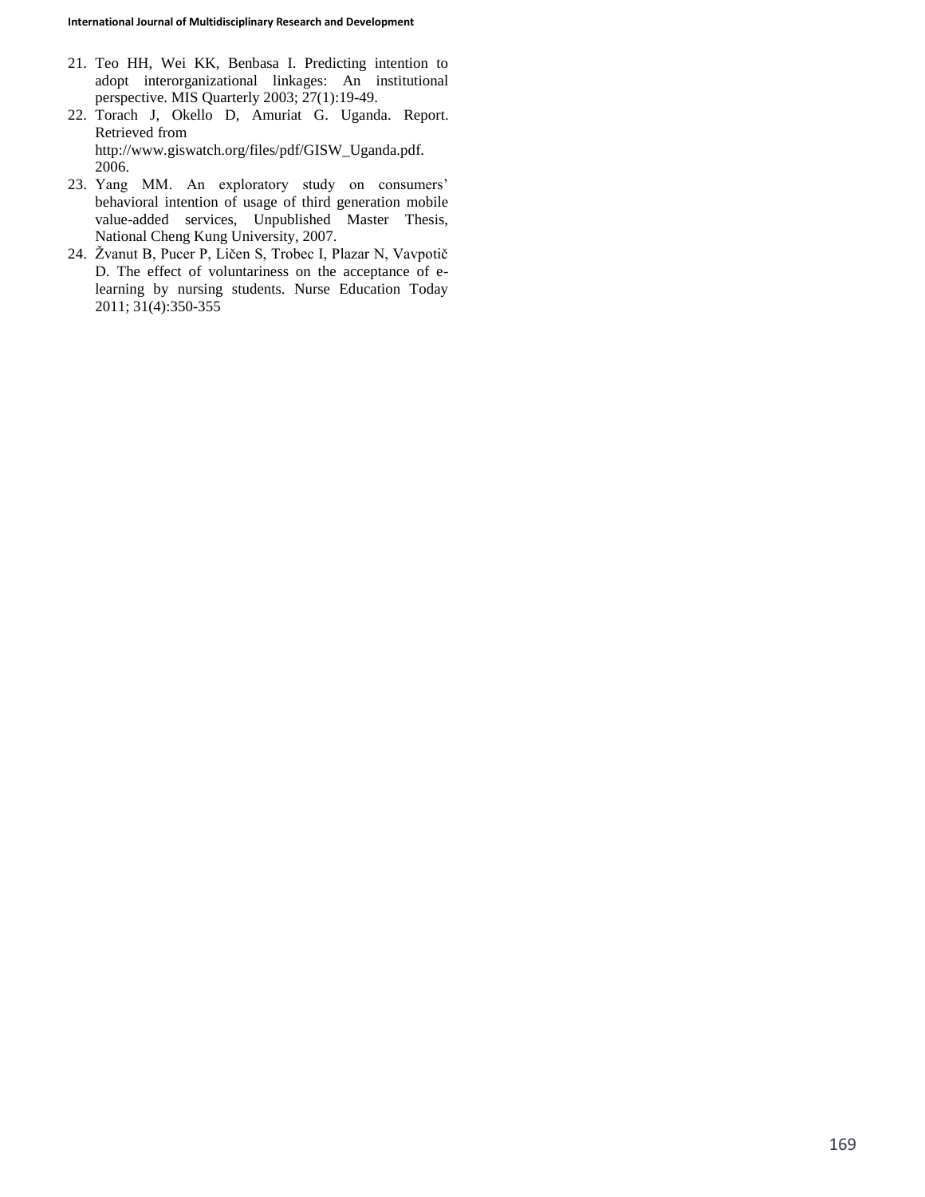21. Teo HH, Wei KK, Benbasa I. Predicting intention to adopt interorganizational linkages: An institutional perspective. MIS Quarterly 2003; 27(1):19-49.
22. Torach J, Okello D, Amuriat G. Uganda. Report. Retrieved from http://www.giswatch.org/files/pdf/GISW_Uganda.pdf. 2006.
23. Yang MM. An exploratory study on consumers' behavioral intention of usage of third generation mobile value-added services, Unpublished Master Thesis, National Cheng Kung University, 2007.
24. Žvanut B, Pucer P, Ličen S, Trobec I, Plazar N, Vavpotič D. The effect of voluntariness on the acceptance of e-learning by nursing students. Nurse Education Today 2011; 31(4):350-355